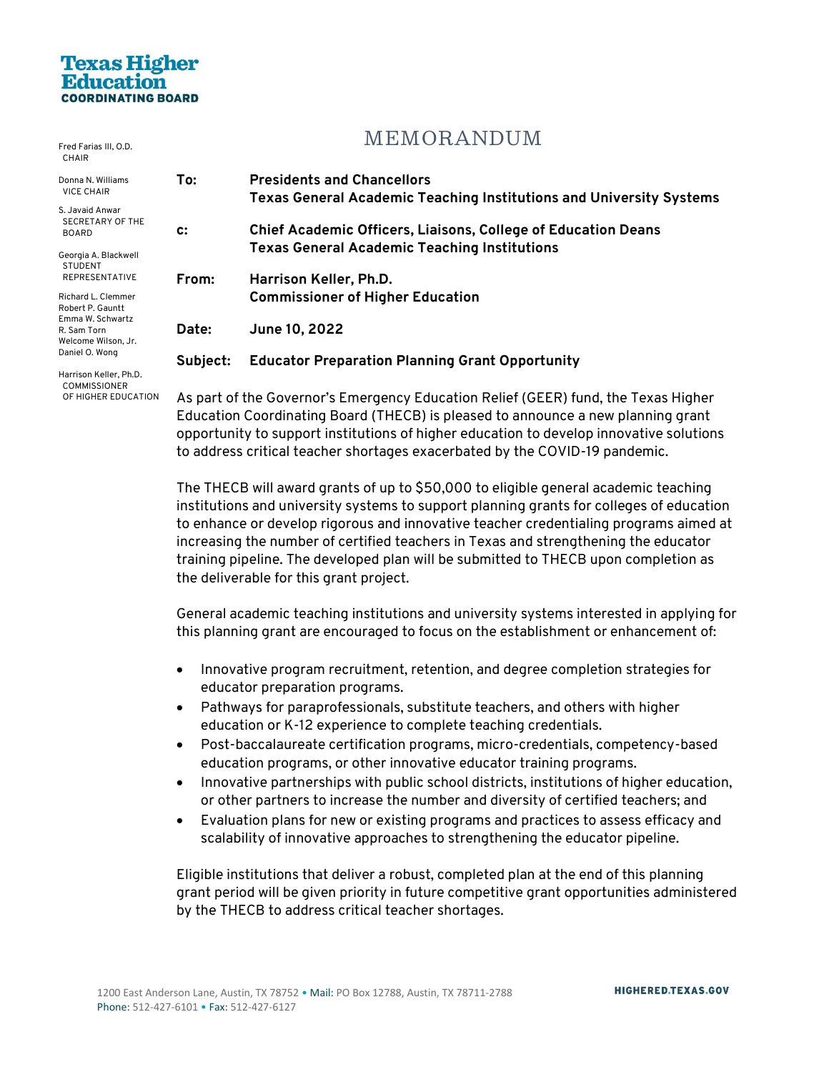**Texas Higher Education COORDINATING BOARD**

Fred Farias III, O.D.
CHAIR

Donna N. Williams
VICE CHAIR

S. Javaid Anwar
SECRETARY OF THE BOARD

Georgia A. Blackwell
STUDENT REPRESENTATIVE

Richard L. Clemmer
Robert P. Gauntt
Emma W. Schwartz
R. Sam Torn
Welcome Wilson, Jr.
Daniel O. Wong

Harrison Keller, Ph.D.
COMMISSIONER OF HIGHER EDUCATION

# MEMORANDUM

**To:** **Presidents and Chancellors**
**Texas General Academic Teaching Institutions and University Systems**

**c:** **Chief Academic Officers, Liaisons, College of Education Deans**
**Texas General Academic Teaching Institutions**

**From:** **Harrison Keller, Ph.D.**
**Commissioner of Higher Education**

**Date:** **June 10, 2022**

**Subject:** **Educator Preparation Planning Grant Opportunity**

As part of the Governor's Emergency Education Relief (GEER) fund, the Texas Higher Education Coordinating Board (THECB) is pleased to announce a new planning grant opportunity to support institutions of higher education to develop innovative solutions to address critical teacher shortages exacerbated by the COVID-19 pandemic.

The THECB will award grants of up to $50,000 to eligible general academic teaching institutions and university systems to support planning grants for colleges of education to enhance or develop rigorous and innovative teacher credentialing programs aimed at increasing the number of certified teachers in Texas and strengthening the educator training pipeline. The developed plan will be submitted to THECB upon completion as the deliverable for this grant project.

General academic teaching institutions and university systems interested in applying for this planning grant are encouraged to focus on the establishment or enhancement of:

- Innovative program recruitment, retention, and degree completion strategies for educator preparation programs.
- Pathways for paraprofessionals, substitute teachers, and others with higher education or K-12 experience to complete teaching credentials.
- Post-baccalaureate certification programs, micro-credentials, competency-based education programs, or other innovative educator training programs.
- Innovative partnerships with public school districts, institutions of higher education, or other partners to increase the number and diversity of certified teachers; and
- Evaluation plans for new or existing programs and practices to assess efficacy and scalability of innovative approaches to strengthening the educator pipeline.

Eligible institutions that deliver a robust, completed plan at the end of this planning grant period will be given priority in future competitive grant opportunities administered by the THECB to address critical teacher shortages.

1200 East Anderson Lane, Austin, TX 78752 • Mail: PO Box 12788, Austin, TX 78711-2788
Phone: 512-427-6101 • Fax: 512-427-6127
HIGHERED.TEXAS.GOV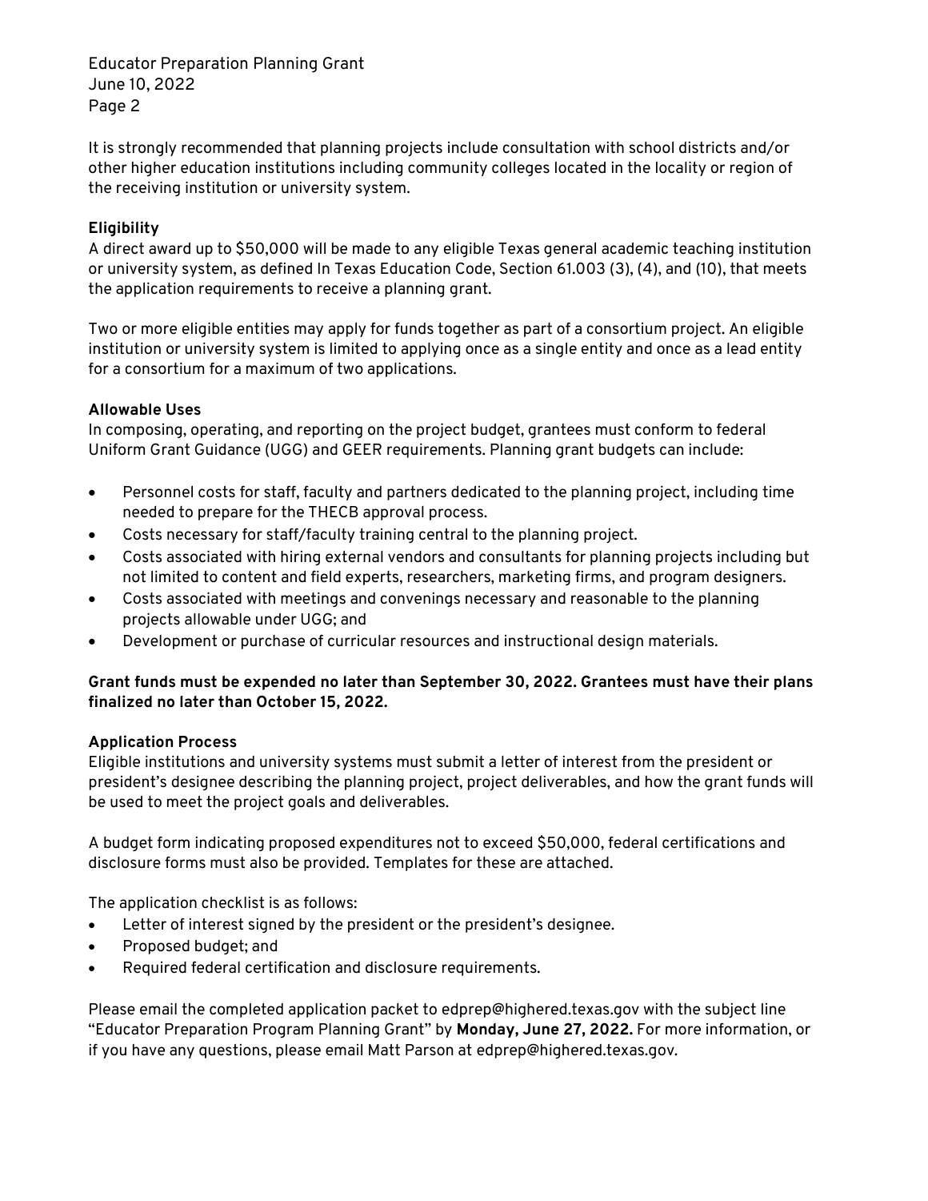It is strongly recommended that planning projects include consultation with school districts and/or other higher education institutions including community colleges located in the locality or region of the receiving institution or university system.

**Eligibility**

A direct award up to $50,000 will be made to any eligible Texas general academic teaching institution or university system, as defined In Texas Education Code, Section 61.003 (3), (4), and (10), that meets the application requirements to receive a planning grant.

Two or more eligible entities may apply for funds together as part of a consortium project. An eligible institution or university system is limited to applying once as a single entity and once as a lead entity for a consortium for a maximum of two applications.

**Allowable Uses**

In composing, operating, and reporting on the project budget, grantees must conform to federal Uniform Grant Guidance (UGG) and GEER requirements. Planning grant budgets can include:

- Personnel costs for staff, faculty and partners dedicated to the planning project, including time needed to prepare for the THECB approval process.
- Costs necessary for staff/faculty training central to the planning project.
- Costs associated with hiring external vendors and consultants for planning projects including but not limited to content and field experts, researchers, marketing firms, and program designers.
- Costs associated with meetings and convenings necessary and reasonable to the planning projects allowable under UGG; and
- Development or purchase of curricular resources and instructional design materials.

**Grant funds must be expended no later than September 30, 2022. Grantees must have their plans finalized no later than October 15, 2022.**

**Application Process**

Eligible institutions and university systems must submit a letter of interest from the president or president's designee describing the planning project, project deliverables, and how the grant funds will be used to meet the project goals and deliverables.

A budget form indicating proposed expenditures not to exceed $50,000, federal certifications and disclosure forms must also be provided. Templates for these are attached.

The application checklist is as follows:

- Letter of interest signed by the president or the president's designee.
- Proposed budget; and
- Required federal certification and disclosure requirements.

Please email the completed application packet to edprep@highered.texas.gov with the subject line "Educator Preparation Program Planning Grant" by **Monday, June 27, 2022.** For more information, or if you have any questions, please email Matt Parson at edprep@highered.texas.gov.